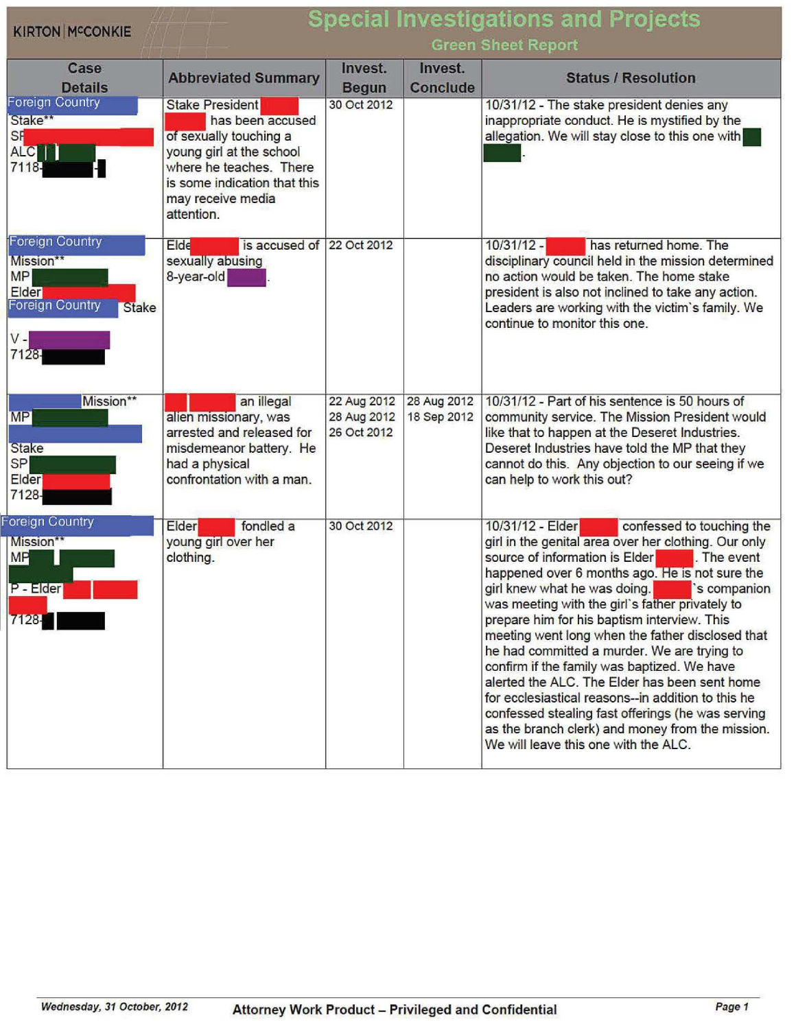KIRTON | McCONKIE

# Special Investigations and Projects

## Green Sheet Report

| Case Details | Abbreviated Summary | Invest. Begun | Invest. Conclude | Status / Resolution |
|---|---|---|---|---|
| Foreign Country Stake** SP ALC 7118- | Stake President has been accused of sexually touching a young girl at the school where he teaches. There is some indication that this may receive media attention. | 30 Oct 2012 | | 10/31/12 - The stake president denies any inappropriate conduct. He is mystified by the allegation. We will stay close to this one with . |
| Foreign Country Mission** MP Elder Foreign Country Stake V - 7128- | Elde is accused of sexually abusing 8-year-old . | 22 Oct 2012 | | 10/31/12 - has returned home. The disciplinary council held in the mission determined no action would be taken. The home stake president is also not inclined to take any action. Leaders are working with the victim's family. We continue to monitor this one. |
| Mission** MP Stake SP Elder 7128- | an illegal alien missionary, was arrested and released for misdemeanor battery. He had a physical confrontation with a man. | 22 Aug 2012 28 Aug 2012 26 Oct 2012 | 28 Aug 2012 18 Sep 2012 | 10/31/12 - Part of his sentence is 50 hours of community service. The Mission President would like that to happen at the Deseret Industries. Deseret Industries have told the MP that they cannot do this. Any objection to our seeing if we can help to work this out? |
| Foreign Country Mission** MP P - Elder 7128- | Elder fondled a young girl over her clothing. | 30 Oct 2012 | | 10/31/12 - Elder confessed to touching the girl in the genital area over her clothing. Our only source of information is Elder . The event happened over 6 months ago. He is not sure the girl knew what he was doing. 's companion was meeting with the girl's father privately to prepare him for his baptism interview. This meeting went long when the father disclosed that he had committed a murder. We are trying to confirm if the family was baptized. We have alerted the ALC. The Elder has been sent home for ecclesiastical reasons--in addition to this he confessed stealing fast offerings (he was serving as the branch clerk) and money from the mission. We will leave this one with the ALC. |

*Wednesday, 31 October, 2012*

**Attorney Work Product – Privileged and Confidential**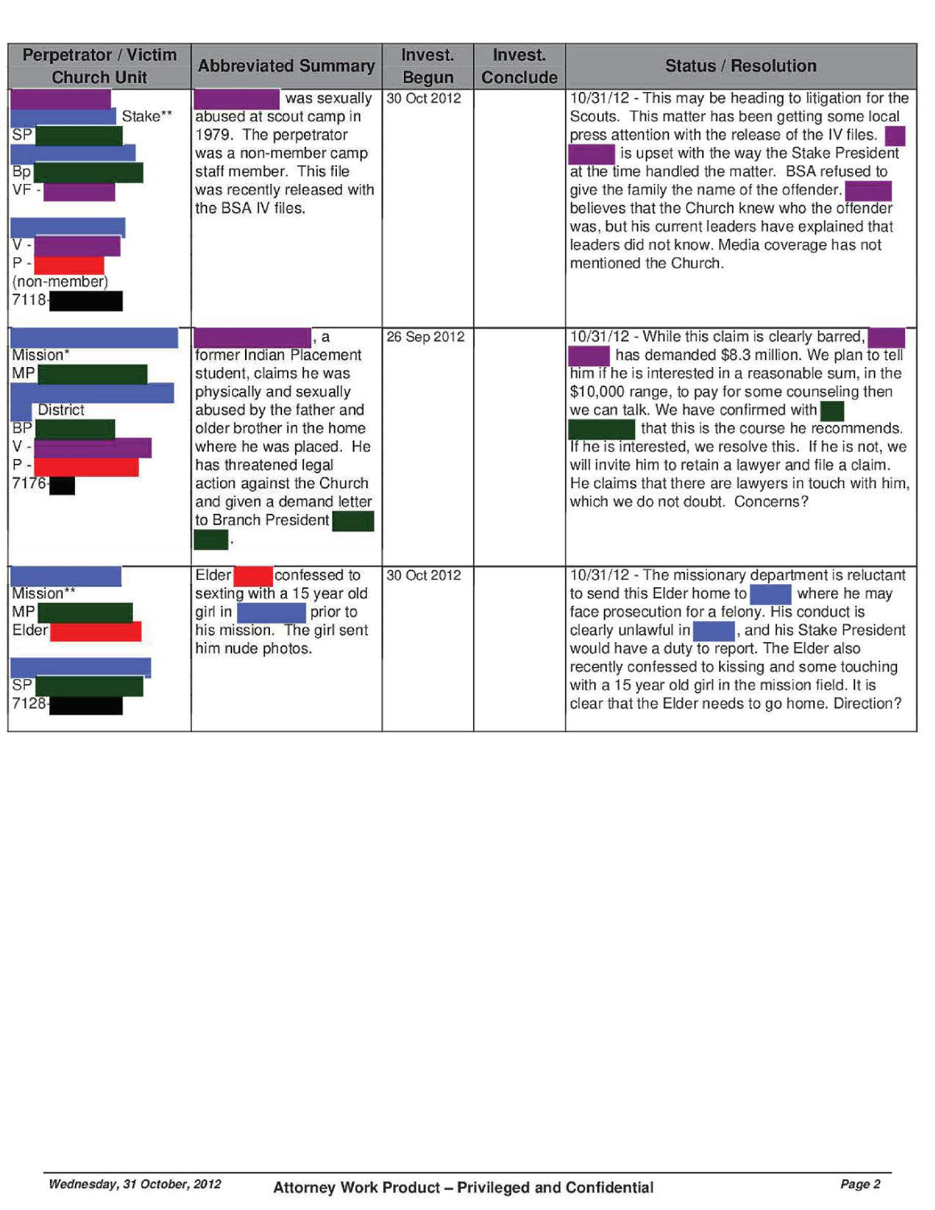| Perpetrator / Victim Church Unit | Abbreviated Summary | Invest. Begun | Invest. Conclude | Status / Resolution |
|---|---|---|---|---|
| Stake** SP Bp VF - V - P - (non-member) 7118- | was sexually abused at scout camp in 1979. The perpetrator was a non-member camp staff member. This file was recently released with the BSA IV files. | 30 Oct 2012 | | 10/31/12 - This matter may be heading to litigation for the Scouts. This matter has been getting some local press attention with the release of the IV files. is upset with the way the Stake President at the time handled the matter. BSA refused to give the family the name of the offender. believes that the Church knew who the offender was, but his current leaders have explained that leaders did not know. Media coverage has not mentioned the Church. |
| Mission* MP District BP V - P - 7176- | , a former Indian Placement student, claims he was physically and sexually abused by the father and older brother in the home where he was placed. He has threatened legal action against the Church and given a demand letter to Branch President . | 26 Sep 2012 | | 10/31/12 - While this claim is clearly barred, has demanded $8.3 million. We plan to tell him if he is interested in a reasonable sum, in the $10,000 range, to pay for some counseling then we can talk. We have confirmed with that this is the course he recommends. If he is interested, we resolve this. If he is not, we will invite him to retain a lawyer and file a claim. He claims that there are lawyers in touch with him, which we do not doubt. Concerns? |
| Mission** MP Elder SP 7128- | Elder confessed to sexting with a 15 year old girl in prior to his mission. The girl sent him nude photos. | 30 Oct 2012 | | 10/31/12 - The missionary department is reluctant to send this Elder home to where he may face prosecution for a felony. His conduct is clearly unlawful in , and his Stake President would have a duty to report. The Elder also recently confessed to kissing and some touching with a 15 year old girl in the mission field. It is clear that the Elder needs to go home. Direction? |

*Wednesday, 31 October, 2012* **Attorney Work Product – Privileged and Confidential**